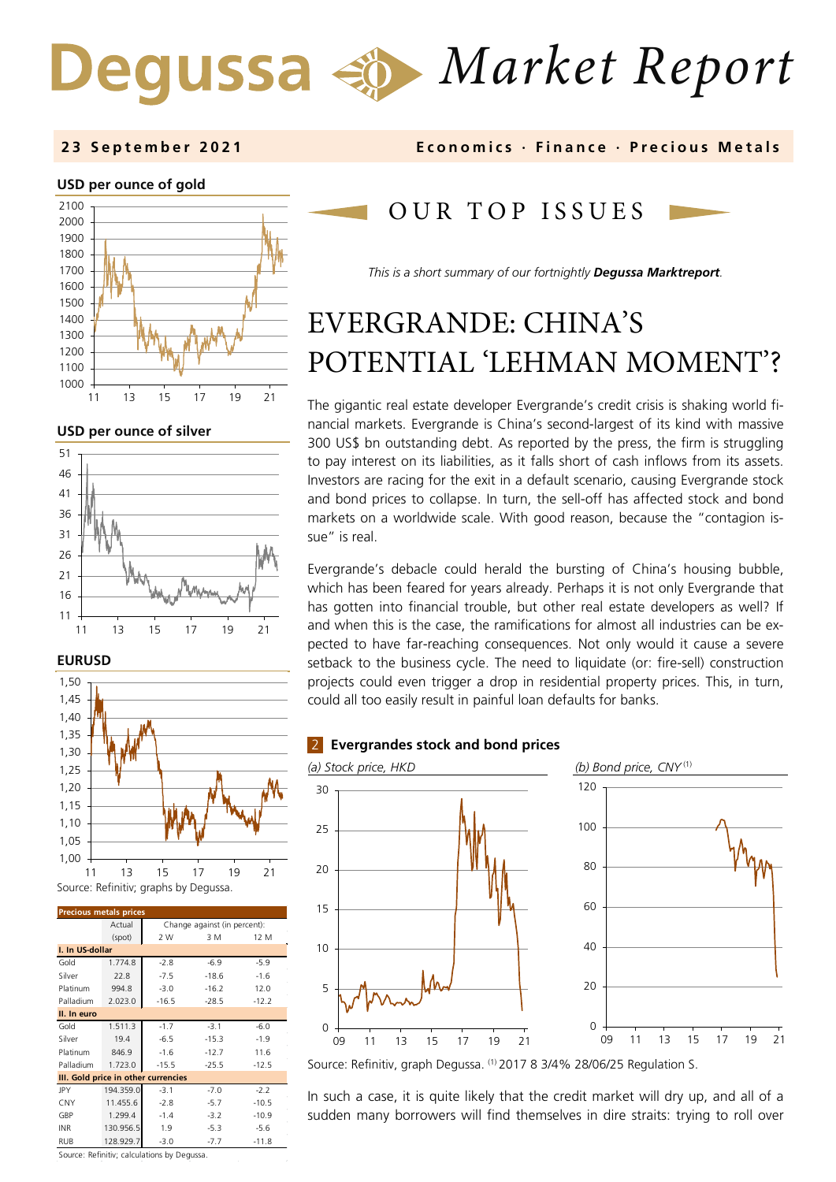# Degussa Market Report

**23 September 2021** — **Economics · Finance · Precious Metals**

**USD per ounce of gold**

**USD per ounce of silver**

**EURUSD**

Source: Refinitiv; graphs by Degussa.

| Precious metals prices | Actual (spot) | Change against (in percent): 2 W | 3 M | 12 M |
|---|---|---|---|---|
| **I. In US-dollar** | | | | |
| Gold | 1.774.8 | -2.8 | -6.9 | -5.9 |
| Silver | 22.8 | -7.5 | -18.6 | -1.6 |
| Platinum | 994.8 | -3.0 | -16.2 | 12.0 |
| Palladium | 2.023.0 | -16.5 | -28.5 | -12.2 |
| **II. In euro** | | | | |
| Gold | 1.511.3 | -1.7 | -3.1 | -6.0 |
| Silver | 19.4 | -6.5 | -15.3 | -1.9 |
| Platinum | 846.9 | -1.6 | -12.7 | 11.6 |
| Palladium | 1.723.0 | -15.5 | -25.5 | -12.5 |
| **III. Gold price in other currencies** | | | | |
| JPY | 194.359.0 | -3.1 | -7.0 | -2.2 |
| CNY | 11.455.6 | -2.8 | -5.7 | -10.5 |
| GBP | 1.299.4 | -1.4 | -3.2 | -10.9 |
| INR | 130.956.5 | 1.9 | -5.3 | -5.6 |
| RUB | 128.929.7 | -3.0 | -7.7 | -11.8 |

Source: Refinitiv; calculations by Degussa.

## OUR TOP ISSUES

*This is a short summary of our fortnightly **Degussa Marktreport**.*

# EVERGRANDE: CHINA'S POTENTIAL 'LEHMAN MOMENT'?

The gigantic real estate developer Evergrande's credit crisis is shaking world financial markets. Evergrande is China's second-largest of its kind with massive 300 US$ bn outstanding debt. As reported by the press, the firm is struggling to pay interest on its liabilities, as it falls short of cash inflows from its assets. Investors are racing for the exit in a default scenario, causing Evergrande stock and bond prices to collapse. In turn, the sell-off has affected stock and bond markets on a worldwide scale. With good reason, because the "contagion issue" is real.

Evergrande's debacle could herald the bursting of China's housing bubble, which has been feared for years already. Perhaps it is not only Evergrande that has gotten into financial trouble, but other real estate developers as well? If and when this is the case, the ramifications for almost all industries can be expected to have far-reaching consequences. Not only would it cause a severe setback to the business cycle. The need to liquidate (or: fire-sell) construction projects could even trigger a drop in residential property prices. This, in turn, could all too easily result in painful loan defaults for banks.

**2 Evergrandes stock and bond prices**

*(a) Stock price, HKD* — *(b) Bond price, CNY* [1]

Source: Refinitiv, graph Degussa. [1] 2017 8 3/4% 28/06/25 Regulation S.

In such a case, it is quite likely that the credit market will dry up, and all of a sudden many borrowers will find themselves in dire straits: trying to roll over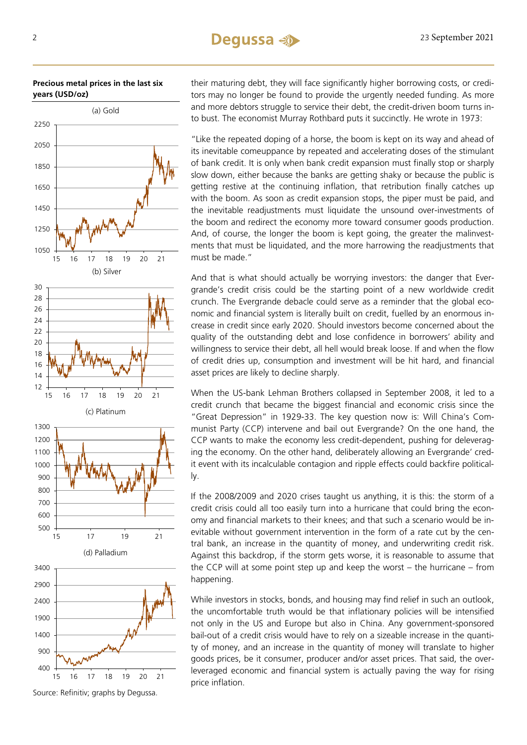**Precious metal prices in the last six years (USD/oz)**

(a) Gold

(b) Silver

(c) Platinum

(d) Palladium

Source: Refinitiv; graphs by Degussa.

their maturing debt, they will face significantly higher borrowing costs, or creditors may no longer be found to provide the urgently needed funding. As more and more debtors struggle to service their debt, the credit-driven boom turns into bust. The economist Murray Rothbard puts it succinctly. He wrote in 1973:

"Like the repeated doping of a horse, the boom is kept on its way and ahead of its inevitable comeuppance by repeated and accelerating doses of the stimulant of bank credit. It is only when bank credit expansion must finally stop or sharply slow down, either because the banks are getting shaky or because the public is getting restive at the continuing inflation, that retribution finally catches up with the boom. As soon as credit expansion stops, the piper must be paid, and the inevitable readjustments must liquidate the unsound over-investments of the boom and redirect the economy more toward consumer goods production. And, of course, the longer the boom is kept going, the greater the malinvestments that must be liquidated, and the more harrowing the readjustments that must be made."

And that is what should actually be worrying investors: the danger that Evergrande's credit crisis could be the starting point of a new worldwide credit crunch. The Evergrande debacle could serve as a reminder that the global economic and financial system is literally built on credit, fuelled by an enormous increase in credit since early 2020. Should investors become concerned about the quality of the outstanding debt and lose confidence in borrowers' ability and willingness to service their debt, all hell would break loose. If and when the flow of credit dries up, consumption and investment will be hit hard, and financial asset prices are likely to decline sharply.

When the US-bank Lehman Brothers collapsed in September 2008, it led to a credit crunch that became the biggest financial and economic crisis since the "Great Depression" in 1929-33. The key question now is: Will China's Communist Party (CCP) intervene and bail out Evergrande? On the one hand, the CCP wants to make the economy less credit-dependent, pushing for deleveraging the economy. On the other hand, deliberately allowing an Evergrande' credit event with its incalculable contagion and ripple effects could backfire politically.

If the 2008/2009 and 2020 crises taught us anything, it is this: the storm of a credit crisis could all too easily turn into a hurricane that could bring the economy and financial markets to their knees; and that such a scenario would be inevitable without government intervention in the form of a rate cut by the central bank, an increase in the quantity of money, and underwriting credit risk. Against this backdrop, if the storm gets worse, it is reasonable to assume that the CCP will at some point step up and keep the worst – the hurricane – from happening.

While investors in stocks, bonds, and housing may find relief in such an outlook, the uncomfortable truth would be that inflationary policies will be intensified not only in the US and Europe but also in China. Any government-sponsored bail-out of a credit crisis would have to rely on a sizeable increase in the quantity of money, and an increase in the quantity of money will translate to higher goods prices, be it consumer, producer and/or asset prices. That said, the over-leveraged economic and financial system is actually paving the way for rising price inflation.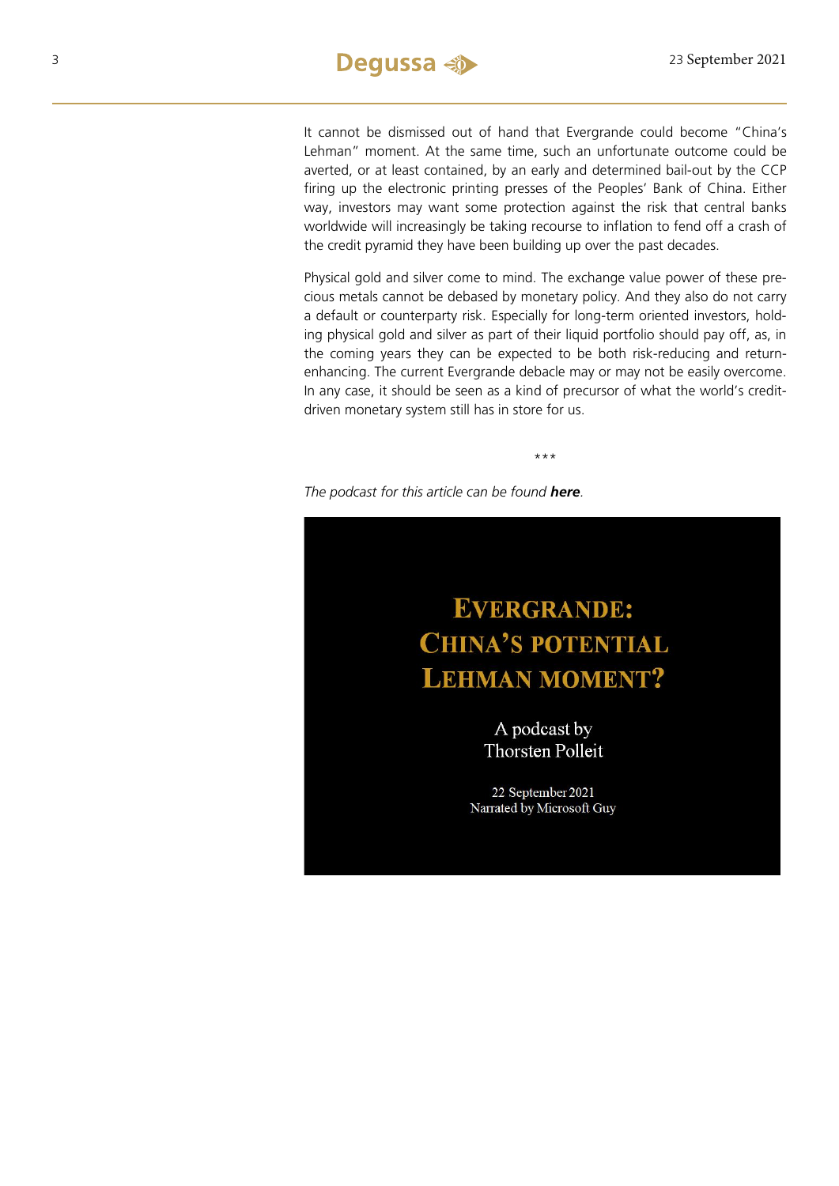It cannot be dismissed out of hand that Evergrande could become "China's Lehman" moment. At the same time, such an unfortunate outcome could be averted, or at least contained, by an early and determined bail-out by the CCP firing up the electronic printing presses of the Peoples' Bank of China. Either way, investors may want some protection against the risk that central banks worldwide will increasingly be taking recourse to inflation to fend off a crash of the credit pyramid they have been building up over the past decades.

Physical gold and silver come to mind. The exchange value power of these precious metals cannot be debased by monetary policy. And they also do not carry a default or counterparty risk. Especially for long-term oriented investors, holding physical gold and silver as part of their liquid portfolio should pay off, as, in the coming years they can be expected to be both risk-reducing and return-enhancing. The current Evergrande debacle may or may not be easily overcome. In any case, it should be seen as a kind of precursor of what the world's credit-driven monetary system still has in store for us.

\*\*\*

*The podcast for this article can be found **here**.*

**EVERGRANDE: CHINA'S POTENTIAL LEHMAN MOMENT?**

A podcast by
Thorsten Polleit

22 September 2021
Narrated by Microsoft Guy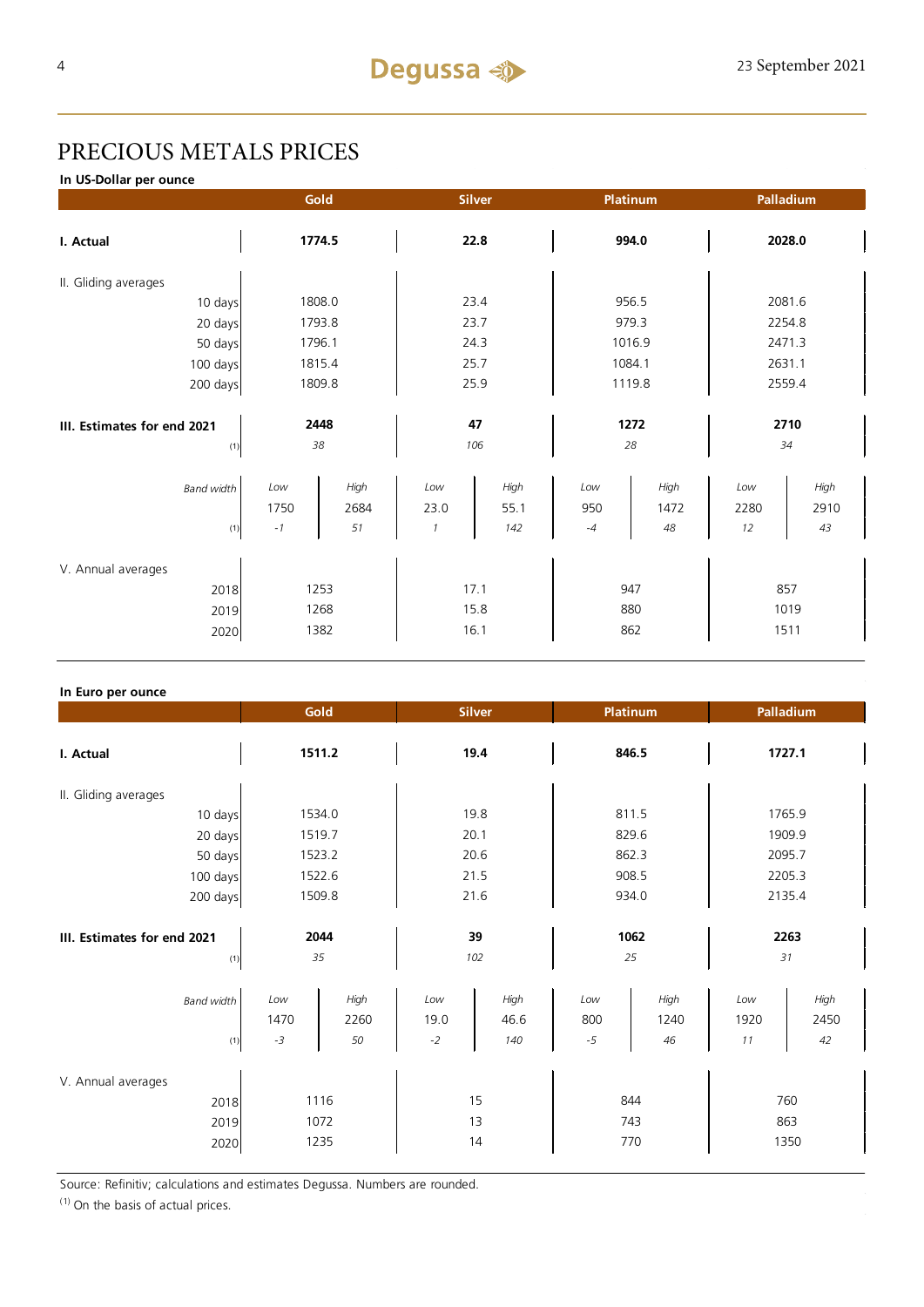# PRECIOUS METALS PRICES

**In US-Dollar per ounce**

| | Gold | | Silver | | Platinum | | Palladium | |
|---|---|---|---|---|---|---|---|---|
| **I. Actual** | **1774.5** | | **22.8** | | **994.0** | | **2028.0** | |
| II. Gliding averages | | | | | | | | |
| 10 days | 1808.0 | | 23.4 | | 956.5 | | 2081.6 | |
| 20 days | 1793.8 | | 23.7 | | 979.3 | | 2254.8 | |
| 50 days | 1796.1 | | 24.3 | | 1016.9 | | 2471.3 | |
| 100 days | 1815.4 | | 25.7 | | 1084.1 | | 2631.1 | |
| 200 days | 1809.8 | | 25.9 | | 1119.8 | | 2559.4 | |
| **III. Estimates for end 2021** | **2448** | | **47** | | **1272** | | **2710** | |
| (1) | *38* | | *106* | | *28* | | *34* | |
| *Band width* | *Low* | *High* | *Low* | *High* | *Low* | *High* | *Low* | *High* |
| | 1750 | 2684 | 23.0 | 55.1 | 950 | 1472 | 2280 | 2910 |
| (1) | *-1* | *51* | *1* | *142* | *-4* | *48* | *12* | *43* |
| V. Annual averages | | | | | | | | |
| 2018 | 1253 | | 17.1 | | 947 | | 857 | |
| 2019 | 1268 | | 15.8 | | 880 | | 1019 | |
| 2020 | 1382 | | 16.1 | | 862 | | 1511 | |

**In Euro per ounce**

| | Gold | | Silver | | Platinum | | Palladium | |
|---|---|---|---|---|---|---|---|---|
| **I. Actual** | **1511.2** | | **19.4** | | **846.5** | | **1727.1** | |
| II. Gliding averages | | | | | | | | |
| 10 days | 1534.0 | | 19.8 | | 811.5 | | 1765.9 | |
| 20 days | 1519.7 | | 20.1 | | 829.6 | | 1909.9 | |
| 50 days | 1523.2 | | 20.6 | | 862.3 | | 2095.7 | |
| 100 days | 1522.6 | | 21.5 | | 908.5 | | 2205.3 | |
| 200 days | 1509.8 | | 21.6 | | 934.0 | | 2135.4 | |
| **III. Estimates for end 2021** | **2044** | | **39** | | **1062** | | **2263** | |
| (1) | *35* | | *102* | | *25* | | *31* | |
| *Band width* | *Low* | *High* | *Low* | *High* | *Low* | *High* | *Low* | *High* |
| | 1470 | 2260 | 19.0 | 46.6 | 800 | 1240 | 1920 | 2450 |
| (1) | *-3* | *50* | *-2* | *140* | *-5* | *46* | *11* | *42* |
| V. Annual averages | | | | | | | | |
| 2018 | 1116 | | 15 | | 844 | | 760 | |
| 2019 | 1072 | | 13 | | 743 | | 863 | |
| 2020 | 1235 | | 14 | | 770 | | 1350 | |

Source: Refinitiv; calculations and estimates Degussa. Numbers are rounded.

(1) On the basis of actual prices.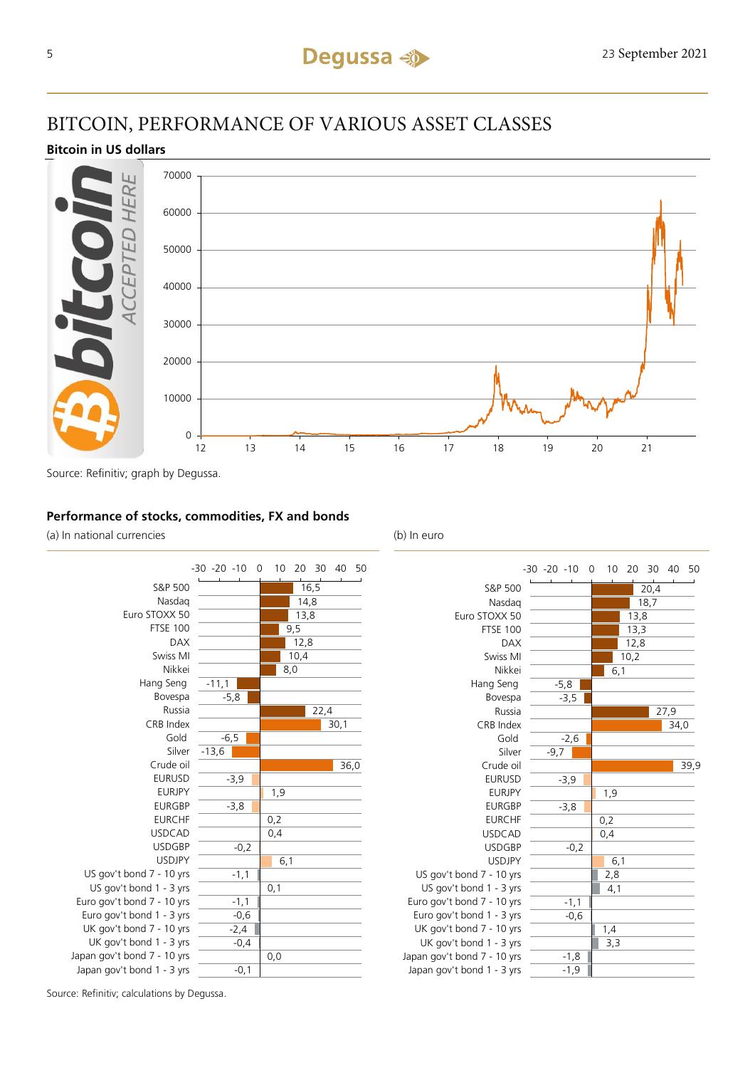# BITCOIN, PERFORMANCE OF VARIOUS ASSET CLASSES

**Bitcoin in US dollars**

Source: Refinitiv; graph by Degussa.

**Performance of stocks, commodities, FX and bonds**

| | (a) In national currencies | (b) In euro |
|---|---|---|
| S&P 500 | 16,5 | 20,4 |
| Nasdaq | 14,8 | 18,7 |
| Euro STOXX 50 | 13,8 | 13,8 |
| FTSE 100 | 9,5 | 13,3 |
| DAX | 12,8 | 12,8 |
| Swiss MI | 10,4 | 10,2 |
| Nikkei | 8,0 | 6,1 |
| Hang Seng | -11,1 | -5,8 |
| Bovespa | -5,8 | -3,5 |
| Russia | 22,4 | 27,9 |
| CRB Index | 30,1 | 34,0 |
| Gold | -6,5 | -2,6 |
| Silver | -13,6 | -9,7 |
| Crude oil | 36,0 | 39,9 |
| EURUSD | -3,9 | -3,9 |
| EURJPY | 1,9 | 1,9 |
| EURGBP | -3,8 | -3,8 |
| EURCHF | 0,2 | 0,2 |
| USDCAD | 0,4 | 0,4 |
| USDGBP | -0,2 | -0,2 |
| USDJPY | 6,1 | 6,1 |
| US gov't bond 7 - 10 yrs | -1,1 | 2,8 |
| US gov't bond 1 - 3 yrs | 0,1 | 4,1 |
| Euro gov't bond 7 - 10 yrs | -1,1 | -1,1 |
| Euro gov't bond 1 - 3 yrs | -0,6 | -0,6 |
| UK gov't bond 7 - 10 yrs | -2,4 | 1,4 |
| UK gov't bond 1 - 3 yrs | -0,4 | 3,3 |
| Japan gov't bond 7 - 10 yrs | 0,0 | -1,8 |
| Japan gov't bond 1 - 3 yrs | -0,1 | -1,9 |

Source: Refinitiv; calculations by Degussa.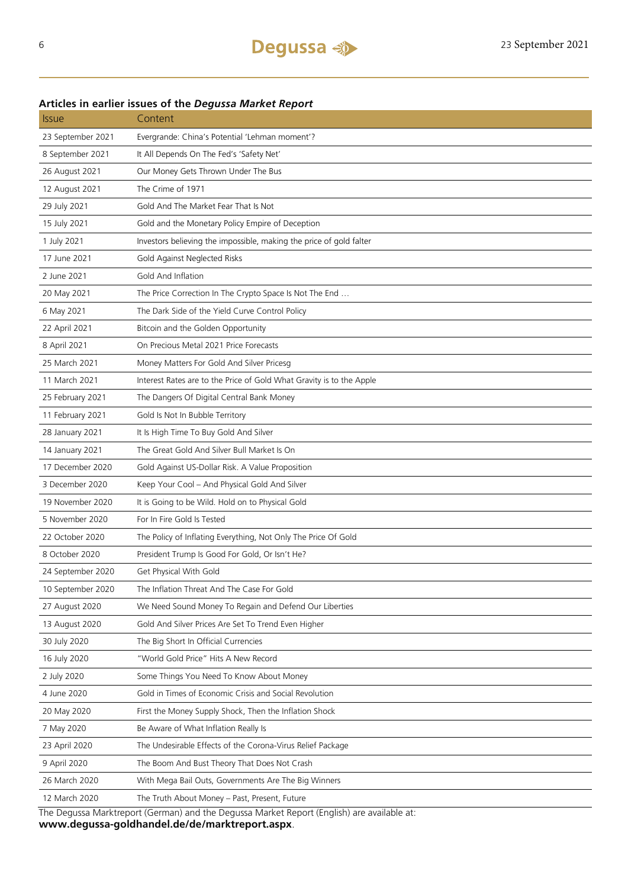### Articles in earlier issues of the *Degussa Market Report*

| Issue | Content |
|---|---|
| 23 September 2021 | Evergrande: China's Potential 'Lehman moment'? |
| 8 September 2021 | It All Depends On The Fed's 'Safety Net' |
| 26 August 2021 | Our Money Gets Thrown Under The Bus |
| 12 August 2021 | The Crime of 1971 |
| 29 July 2021 | Gold And The Market Fear That Is Not |
| 15 July 2021 | Gold and the Monetary Policy Empire of Deception |
| 1 July 2021 | Investors believing the impossible, making the price of gold falter |
| 17 June 2021 | Gold Against Neglected Risks |
| 2 June 2021 | Gold And Inflation |
| 20 May 2021 | The Price Correction In The Crypto Space Is Not The End … |
| 6 May 2021 | The Dark Side of the Yield Curve Control Policy |
| 22 April 2021 | Bitcoin and the Golden Opportunity |
| 8 April 2021 | On Precious Metal 2021 Price Forecasts |
| 25 March 2021 | Money Matters For Gold And Silver Pricesg |
| 11 March 2021 | Interest Rates are to the Price of Gold What Gravity is to the Apple |
| 25 February 2021 | The Dangers Of Digital Central Bank Money |
| 11 February 2021 | Gold Is Not In Bubble Territory |
| 28 January 2021 | It Is High Time To Buy Gold And Silver |
| 14 January 2021 | The Great Gold And Silver Bull Market Is On |
| 17 December 2020 | Gold Against US-Dollar Risk. A Value Proposition |
| 3 December 2020 | Keep Your Cool – And Physical Gold And Silver |
| 19 November 2020 | It is Going to be Wild. Hold on to Physical Gold |
| 5 November 2020 | For In Fire Gold Is Tested |
| 22 October 2020 | The Policy of Inflating Everything, Not Only The Price Of Gold |
| 8 October 2020 | President Trump Is Good For Gold, Or Isn't He? |
| 24 September 2020 | Get Physical With Gold |
| 10 September 2020 | The Inflation Threat And The Case For Gold |
| 27 August 2020 | We Need Sound Money To Regain and Defend Our Liberties |
| 13 August 2020 | Gold And Silver Prices Are Set To Trend Even Higher |
| 30 July 2020 | The Big Short In Official Currencies |
| 16 July 2020 | "World Gold Price" Hits A New Record |
| 2 July 2020 | Some Things You Need To Know About Money |
| 4 June 2020 | Gold in Times of Economic Crisis and Social Revolution |
| 20 May 2020 | First the Money Supply Shock, Then the Inflation Shock |
| 7 May 2020 | Be Aware of What Inflation Really Is |
| 23 April 2020 | The Undesirable Effects of the Corona-Virus Relief Package |
| 9 April 2020 | The Boom And Bust Theory That Does Not Crash |
| 26 March 2020 | With Mega Bail Outs, Governments Are The Big Winners |
| 12 March 2020 | The Truth About Money – Past, Present, Future |

The Degussa Marktreport (German) and the Degussa Market Report (English) are available at: **www.degussa-goldhandel.de/de/marktreport.aspx**.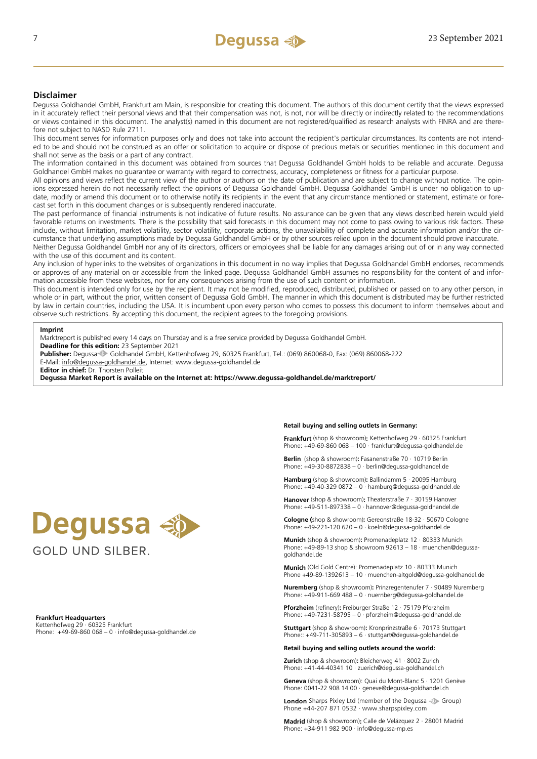## Disclaimer

Degussa Goldhandel GmbH, Frankfurt am Main, is responsible for creating this document. The authors of this document certify that the views expressed in it accurately reflect their personal views and that their compensation was not, is not, nor will be directly or indirectly related to the recommendations or views contained in this document. The analyst(s) named in this document are not registered/qualified as research analysts with FINRA and are therefore not subject to NASD Rule 2711.

This document serves for information purposes only and does not take into account the recipient's particular circumstances. Its contents are not intended to be and should not be construed as an offer or solicitation to acquire or dispose of precious metals or securities mentioned in this document and shall not serve as the basis or a part of any contract.

The information contained in this document was obtained from sources that Degussa Goldhandel GmbH holds to be reliable and accurate. Degussa Goldhandel GmbH makes no guarantee or warranty with regard to correctness, accuracy, completeness or fitness for a particular purpose.

All opinions and views reflect the current view of the author or authors on the date of publication and are subject to change without notice. The opinions expressed herein do not necessarily reflect the opinions of Degussa Goldhandel GmbH. Degussa Goldhandel GmbH is under no obligation to update, modify or amend this document or to otherwise notify its recipients in the event that any circumstance mentioned or statement, estimate or forecast set forth in this document changes or is subsequently rendered inaccurate.

The past performance of financial instruments is not indicative of future results. No assurance can be given that any views described herein would yield favorable returns on investments. There is the possibility that said forecasts in this document may not come to pass owing to various risk factors. These include, without limitation, market volatility, sector volatility, corporate actions, the unavailability of complete and accurate information and/or the circumstance that underlying assumptions made by Degussa Goldhandel GmbH or by other sources relied upon in the document should prove inaccurate.

Neither Degussa Goldhandel GmbH nor any of its directors, officers or employees shall be liable for any damages arising out of or in any way connected with the use of this document and its content.

Any inclusion of hyperlinks to the websites of organizations in this document in no way implies that Degussa Goldhandel GmbH endorses, recommends or approves of any material on or accessible from the linked page. Degussa Goldhandel GmbH assumes no responsibility for the content of and information accessible from these websites, nor for any consequences arising from the use of such content or information.

This document is intended only for use by the recipient. It may not be modified, reproduced, distributed, published or passed on to any other person, in whole or in part, without the prior, written consent of Degussa Gold GmbH. The manner in which this document is distributed may be further restricted by law in certain countries, including the USA. It is incumbent upon every person who comes to possess this document to inform themselves about and observe such restrictions. By accepting this document, the recipient agrees to the foregoing provisions.

**Imprint**
Marktreport is published every 14 days on Thursday and is a free service provided by Degussa Goldhandel GmbH.
**Deadline for this edition:** 23 September 2021
**Publisher:** Degussa Goldhandel GmbH, Kettenhofweg 29, 60325 Frankfurt, Tel.: (069) 860068-0, Fax: (069) 860068-222
E-Mail: info@degussa-goldhandel.de, Internet: www.degussa-goldhandel.de
**Editor in chief:** Dr. Thorsten Polleit
**Degussa Market Report is available on the Internet at: https://www.degussa-goldhandel.de/marktreport/**

Degussa
GOLD UND SILBER.

**Frankfurt Headquarters**
Kettenhofweg 29 · 60325 Frankfurt
Phone: +49-69-860 068 – 0 · info@degussa-goldhandel.de

**Retail buying and selling outlets in Germany:**

**Frankfurt** (shop & showroom)**:** Kettenhofweg 29 · 60325 Frankfurt
Phone: +49-69-860 068 – 100 · frankfurt@degussa-goldhandel.de

**Berlin** (shop & showroom)**:** Fasanenstraße 70 · 10719 Berlin
Phone: +49-30-8872838 – 0 · berlin@degussa-goldhandel.de

**Hamburg** (shop & showroom)**:** Ballindamm 5 · 20095 Hamburg
Phone: +49-40-329 0872 – 0 · hamburg@degussa-goldhandel.de

**Hanover** (shop & showroom)**:** Theaterstraße 7 · 30159 Hanover
Phone: +49-511-897338 – 0 · hannover@degussa-goldhandel.de

**Cologne (**shop & showroom)**:** Gereonstraße 18-32 · 50670 Cologne
Phone: +49-221-120 620 – 0 · koeln@degussa-goldhandel.de

**Munich** (shop & showroom)**:** Promenadeplatz 12 · 80333 Munich
Phone: +49-89-13 shop & showroom 92613 – 18 · muenchen@degussa-goldhandel.de

**Munich** (Old Gold Centre): Promenadeplatz 10 · 80333 Munich
Phone +49-89-1392613 – 10 · muenchen-altgold@degussa-goldhandel.de

**Nuremberg** (shop & showroom)**:** Prinzregentenufer 7 · 90489 Nuremberg
Phone: +49-911-669 488 – 0 · nuernberg@degussa-goldhandel.de

**Pforzheim** (refinery)**:** Freiburger Straße 12 · 75179 Pforzheim
Phone: +49-7231-58795 – 0 · pforzheim@degussa-goldhandel.de

**Stuttgart** (shop & showroom)**:** Kronprinzstraße 6 · 70173 Stuttgart
Phone:: +49-711-305893 – 6 · stuttgart@degussa-goldhandel.de

**Retail buying and selling outlets around the world:**

**Zurich** (shop & showroom)**:** Bleicherweg 41 · 8002 Zurich
Phone: +41-44-40341 10 · zuerich@degussa-goldhandel.ch

**Geneva** (shop & showroom): Quai du Mont-Blanc 5 · 1201 Genève
Phone: 0041-22 908 14 00 · geneve@degussa-goldhandel.ch

**London** Sharps Pixley Ltd (member of the Degussa Group)
Phone +44-207 871 0532 · www.sharpspixley.com

**Madrid** (shop & showroom)**:** Calle de Velázquez 2 · 28001 Madrid
Phone: +34-911 982 900 · info@degussa-mp.es